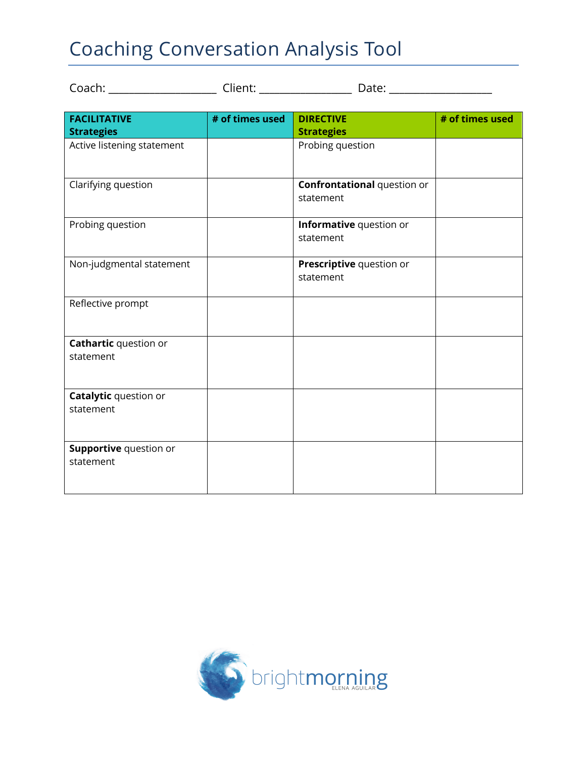# Coaching Conversation Analysis Tool

Coach: ___________________ Client: ________________ Date: __________________

| **FACILITATIVE Strategies** | **# of times used** | **DIRECTIVE Strategies** | **# of times used** |
|---|---|---|---|
| Active listening statement | | Probing question | |
| Clarifying question | | **Confrontational** question or statement | |
| Probing question | | **Informative** question or statement | |
| Non-judgmental statement | | **Prescriptive** question or statement | |
| Reflective prompt | | | |
| **Cathartic** question or statement | | | |
| **Catalytic** question or statement | | | |
| **Supportive** question or statement | | | |

brightmorning
ELENA AGUILAR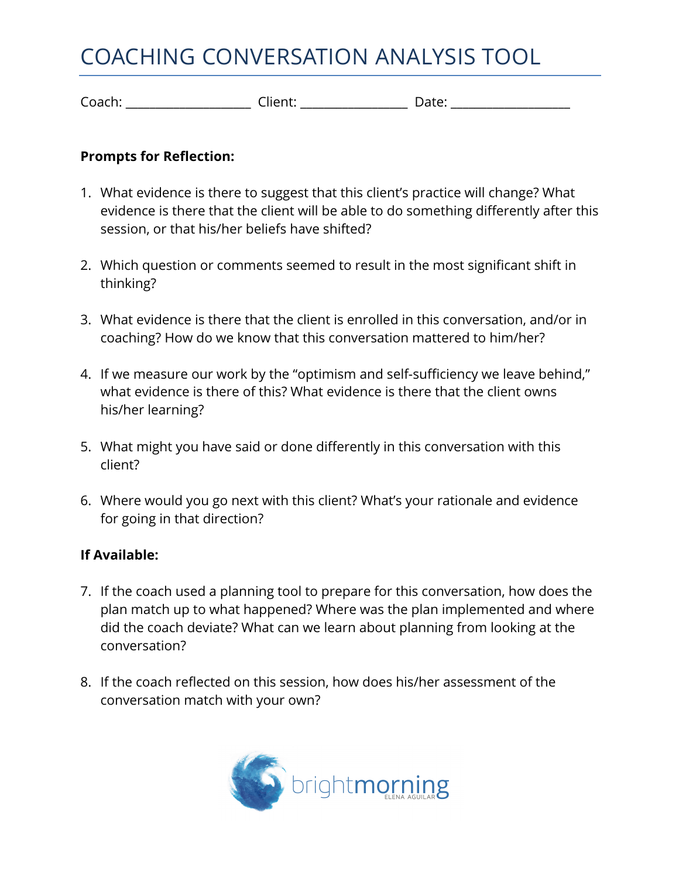# COACHING CONVERSATION ANALYSIS TOOL

Coach: ____________________ Client: ________________ Date: ___________________

**Prompts for Reflection:**

1. What evidence is there to suggest that this client's practice will change? What evidence is there that the client will be able to do something differently after this session, or that his/her beliefs have shifted?

2. Which question or comments seemed to result in the most significant shift in thinking?

3. What evidence is there that the client is enrolled in this conversation, and/or in coaching? How do we know that this conversation mattered to him/her?

4. If we measure our work by the "optimism and self-sufficiency we leave behind," what evidence is there of this? What evidence is there that the client owns his/her learning?

5. What might you have said or done differently in this conversation with this client?

6. Where would you go next with this client? What's your rationale and evidence for going in that direction?

**If Available:**

7. If the coach used a planning tool to prepare for this conversation, how does the plan match up to what happened? Where was the plan implemented and where did the coach deviate? What can we learn about planning from looking at the conversation?

8. If the coach reflected on this session, how does his/her assessment of the conversation match with your own?

brightmorning ELENA AGUILAR